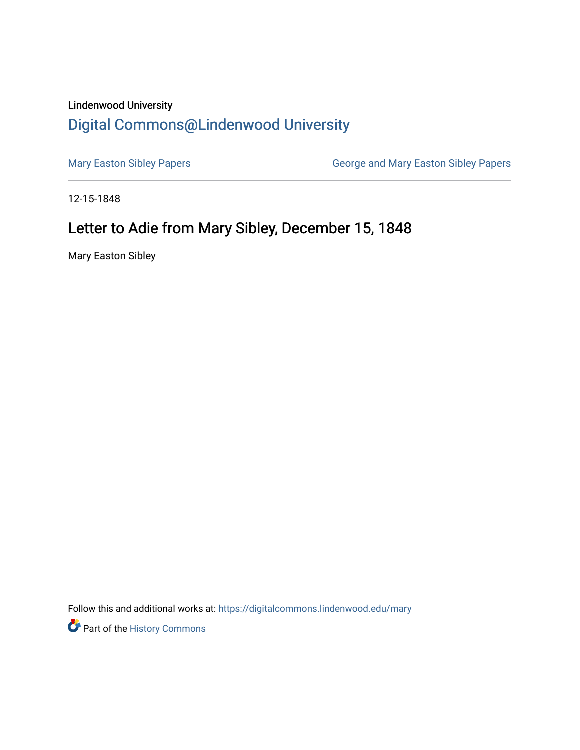Lindenwood University

# Digital Commons@Lindenwood University

Mary Easton Sibley Papers | George and Mary Easton Sibley Papers

12-15-1848

## Letter to Adie from Mary Sibley, December 15, 1848

Mary Easton Sibley

Follow this and additional works at: https://digitalcommons.lindenwood.edu/mary

Part of the History Commons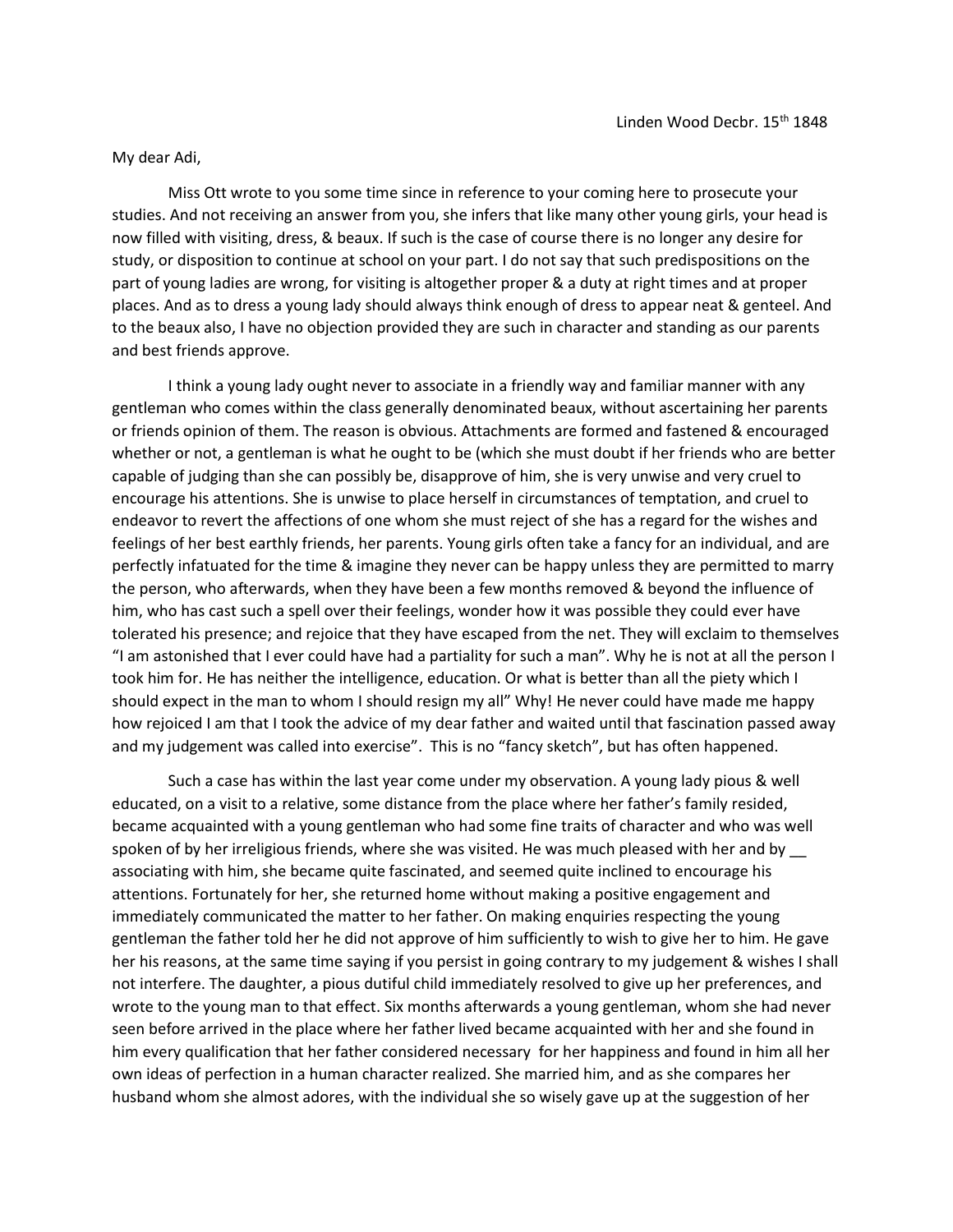Linden Wood Decbr. 15th 1848

My dear Adi,

Miss Ott wrote to you some time since in reference to your coming here to prosecute your studies. And not receiving an answer from you, she infers that like many other young girls, your head is now filled with visiting, dress, & beaux. If such is the case of course there is no longer any desire for study, or disposition to continue at school on your part. I do not say that such predispositions on the part of young ladies are wrong, for visiting is altogether proper & a duty at right times and at proper places. And as to dress a young lady should always think enough of dress to appear neat & genteel. And to the beaux also, I have no objection provided they are such in character and standing as our parents and best friends approve.

I think a young lady ought never to associate in a friendly way and familiar manner with any gentleman who comes within the class generally denominated beaux, without ascertaining her parents or friends opinion of them. The reason is obvious. Attachments are formed and fastened & encouraged whether or not, a gentleman is what he ought to be (which she must doubt if her friends who are better capable of judging than she can possibly be, disapprove of him, she is very unwise and very cruel to encourage his attentions. She is unwise to place herself in circumstances of temptation, and cruel to endeavor to revert the affections of one whom she must reject of she has a regard for the wishes and feelings of her best earthly friends, her parents. Young girls often take a fancy for an individual, and are perfectly infatuated for the time & imagine they never can be happy unless they are permitted to marry the person, who afterwards, when they have been a few months removed & beyond the influence of him, who has cast such a spell over their feelings, wonder how it was possible they could ever have tolerated his presence; and rejoice that they have escaped from the net. They will exclaim to themselves "I am astonished that I ever could have had a partiality for such a man". Why he is not at all the person I took him for. He has neither the intelligence, education. Or what is better than all the piety which I should expect in the man to whom I should resign my all" Why! He never could have made me happy how rejoiced I am that I took the advice of my dear father and waited until that fascination passed away and my judgement was called into exercise". This is no "fancy sketch", but has often happened.

Such a case has within the last year come under my observation. A young lady pious & well educated, on a visit to a relative, some distance from the place where her father's family resided, became acquainted with a young gentleman who had some fine traits of character and who was well spoken of by her irreligious friends, where she was visited. He was much pleased with her and by __ associating with him, she became quite fascinated, and seemed quite inclined to encourage his attentions. Fortunately for her, she returned home without making a positive engagement and immediately communicated the matter to her father. On making enquiries respecting the young gentleman the father told her he did not approve of him sufficiently to wish to give her to him. He gave her his reasons, at the same time saying if you persist in going contrary to my judgement & wishes I shall not interfere. The daughter, a pious dutiful child immediately resolved to give up her preferences, and wrote to the young man to that effect. Six months afterwards a young gentleman, whom she had never seen before arrived in the place where her father lived became acquainted with her and she found in him every qualification that her father considered necessary for her happiness and found in him all her own ideas of perfection in a human character realized. She married him, and as she compares her husband whom she almost adores, with the individual she so wisely gave up at the suggestion of her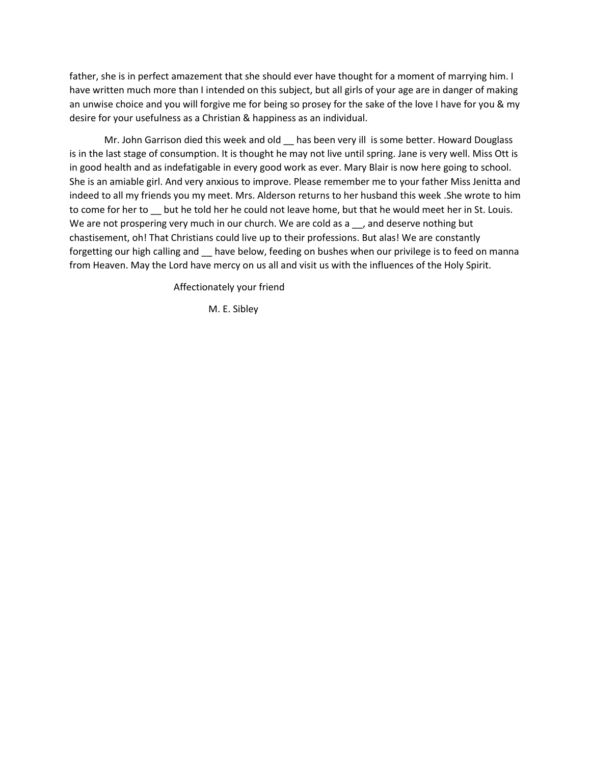father, she is in perfect amazement that she should ever have thought for a moment of marrying him. I have written much more than I intended on this subject, but all girls of your age are in danger of making an unwise choice and you will forgive me for being so prosey for the sake of the love I have for you & my desire for your usefulness as a Christian & happiness as an individual.

Mr. John Garrison died this week and old __ has been very ill is some better. Howard Douglass is in the last stage of consumption. It is thought he may not live until spring. Jane is very well. Miss Ott is in good health and as indefatigable in every good work as ever. Mary Blair is now here going to school. She is an amiable girl. And very anxious to improve. Please remember me to your father Miss Jenitta and indeed to all my friends you my meet. Mrs. Alderson returns to her husband this week .She wrote to him to come for her to __ but he told her he could not leave home, but that he would meet her in St. Louis. We are not prospering very much in our church. We are cold as a __, and deserve nothing but chastisement, oh! That Christians could live up to their professions. But alas! We are constantly forgetting our high calling and __ have below, feeding on bushes when our privilege is to feed on manna from Heaven. May the Lord have mercy on us all and visit us with the influences of the Holy Spirit.

Affectionately your friend

M. E. Sibley